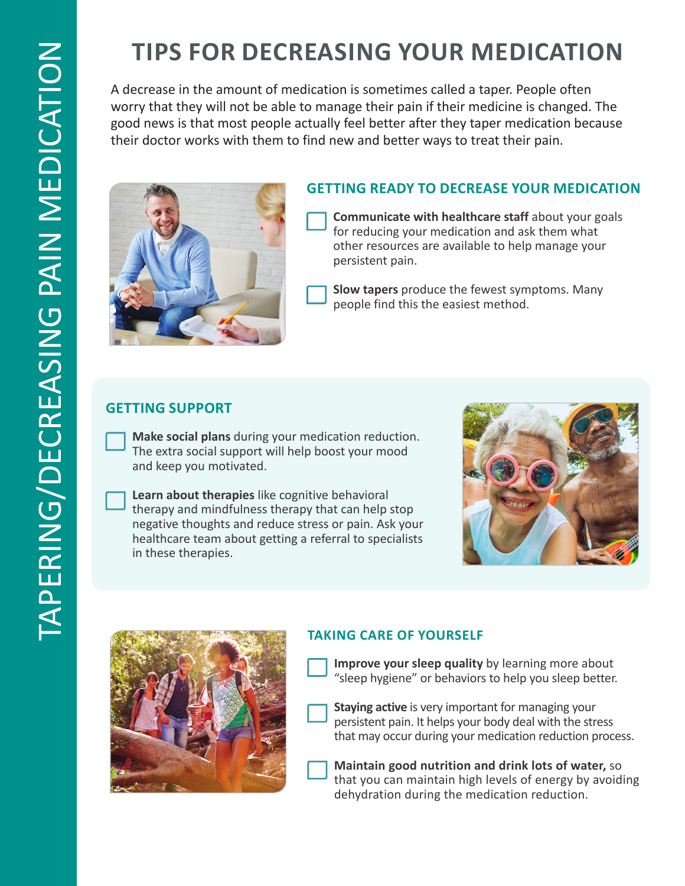# TIPS FOR DECREASING YOUR MEDICATION

A decrease in the amount of medication is sometimes called a taper. People often worry that they will not be able to manage their pain if their medicine is changed. The good news is that most people actually feel better after they taper medication because their doctor works with them to find new and better ways to treat their pain.

## GETTING READY TO DECREASE YOUR MEDICATION

- [ ] **Communicate with healthcare staff** about your goals for reducing your medication and ask them what other resources are available to help manage your persistent pain.
- [ ] **Slow tapers** produce the fewest symptoms. Many people find this the easiest method.

## GETTING SUPPORT

- [ ] **Make social plans** during your medication reduction. The extra social support will help boost your mood and keep you motivated.
- [ ] **Learn about therapies** like cognitive behavioral therapy and mindfulness therapy that can help stop negative thoughts and reduce stress or pain. Ask your healthcare team about getting a referral to specialists in these therapies.

## TAKING CARE OF YOURSELF

- [ ] **Improve your sleep quality** by learning more about "sleep hygiene" or behaviors to help you sleep better.
- [ ] **Staying active** is very important for managing your persistent pain. It helps your body deal with the stress that may occur during your medication reduction process.
- [ ] **Maintain good nutrition and drink lots of water,** so that you can maintain high levels of energy by avoiding dehydration during the medication reduction.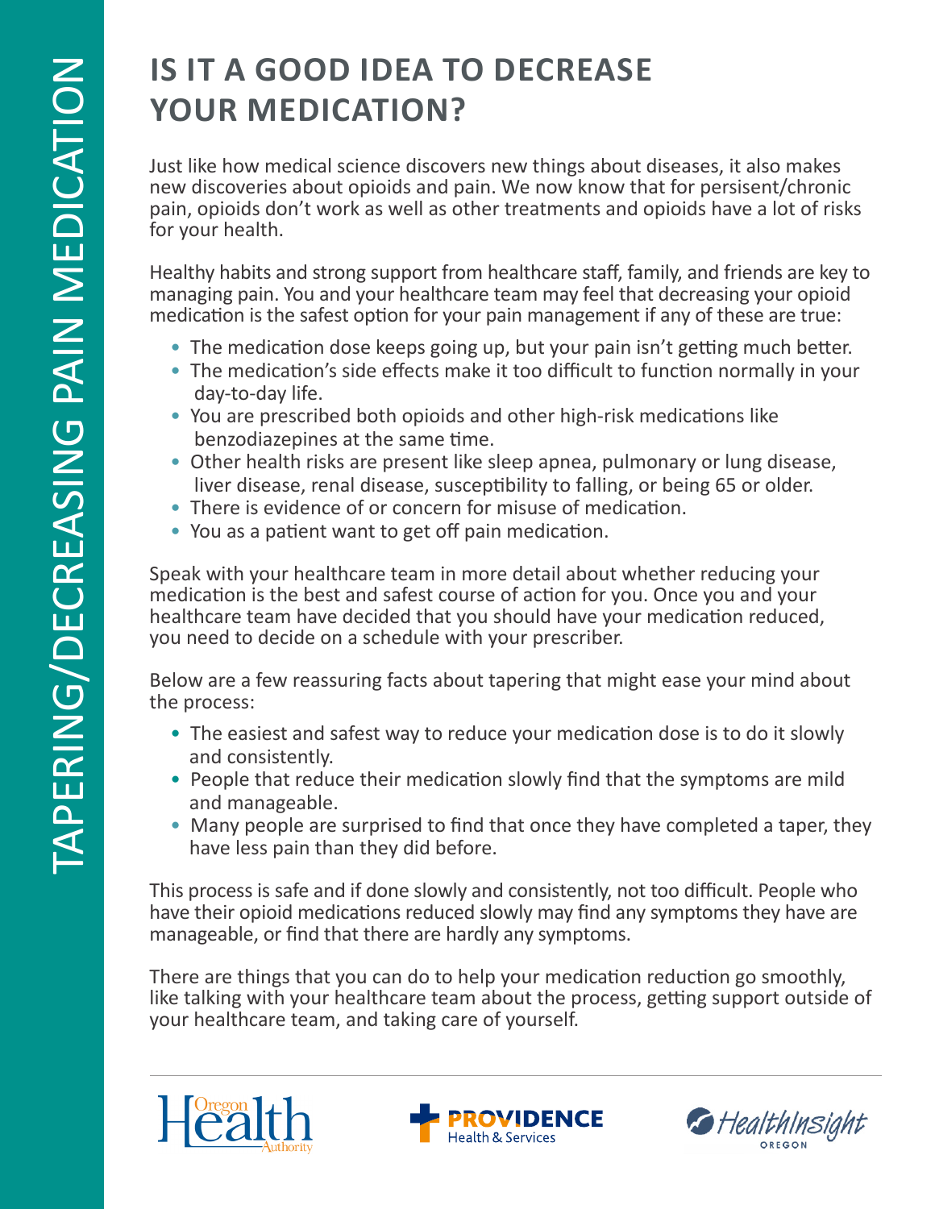# IS IT A GOOD IDEA TO DECREASE YOUR MEDICATION?

Just like how medical science discovers new things about diseases, it also makes new discoveries about opioids and pain. We now know that for persistent/chronic pain, opioids don't work as well as other treatments and opioids have a lot of risks for your health.

Healthy habits and strong support from healthcare staff, family, and friends are key to managing pain. You and your healthcare team may feel that decreasing your opioid medication is the safest option for your pain management if any of these are true:

- The medication dose keeps going up, but your pain isn't getting much better.
- The medication's side effects make it too difficult to function normally in your day-to-day life.
- You are prescribed both opioids and other high-risk medications like benzodiazepines at the same time.
- Other health risks are present like sleep apnea, pulmonary or lung disease, liver disease, renal disease, susceptibility to falling, or being 65 or older.
- There is evidence of or concern for misuse of medication.
- You as a patient want to get off pain medication.

Speak with your healthcare team in more detail about whether reducing your medication is the best and safest course of action for you. Once you and your healthcare team have decided that you should have your medication reduced, you need to decide on a schedule with your prescriber.

Below are a few reassuring facts about tapering that might ease your mind about the process:

- The easiest and safest way to reduce your medication dose is to do it slowly and consistently.
- People that reduce their medication slowly find that the symptoms are mild and manageable.
- Many people are surprised to find that once they have completed a taper, they have less pain than they did before.

This process is safe and if done slowly and consistently, not too difficult. People who have their opioid medications reduced slowly may find any symptoms they have are manageable, or find that there are hardly any symptoms.

There are things that you can do to help your medication reduction go smoothly, like talking with your healthcare team about the process, getting support outside of your healthcare team, and taking care of yourself.